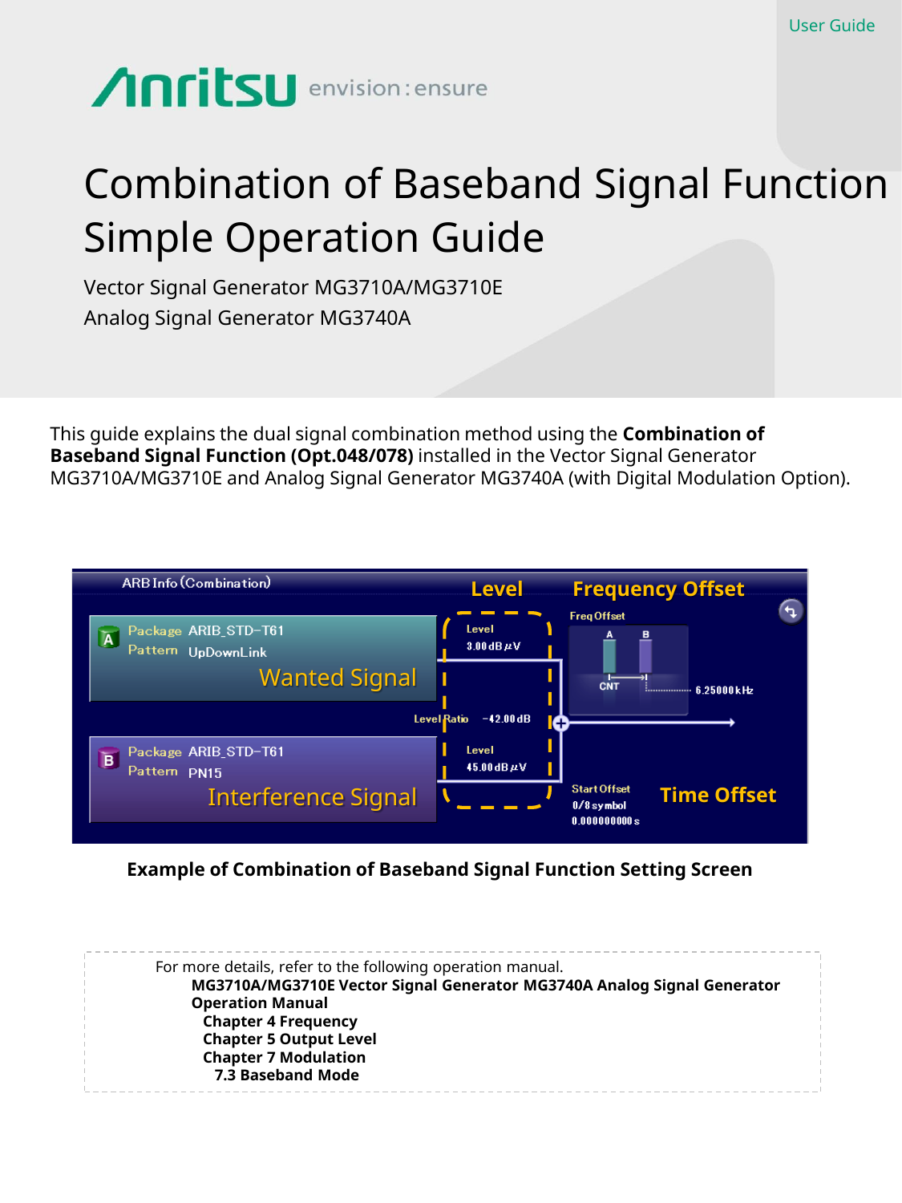User Guide

Anritsu envision : ensure

# Combination of Baseband Signal Function Simple Operation Guide

Vector Signal Generator MG3710A/MG3710E
Analog Signal Generator MG3740A

This guide explains the dual signal combination method using the **Combination of Baseband Signal Function (Opt.048/078)** installed in the Vector Signal Generator MG3710A/MG3710E and Analog Signal Generator MG3740A (with Digital Modulation Option).

**Example of Combination of Baseband Signal Function Setting Screen**

For more details, refer to the following operation manual.

**MG3710A/MG3710E Vector Signal Generator MG3740A Analog Signal Generator Operation Manual**
**Chapter 4 Frequency**
**Chapter 5 Output Level**
**Chapter 7 Modulation**
**7.3 Baseband Mode**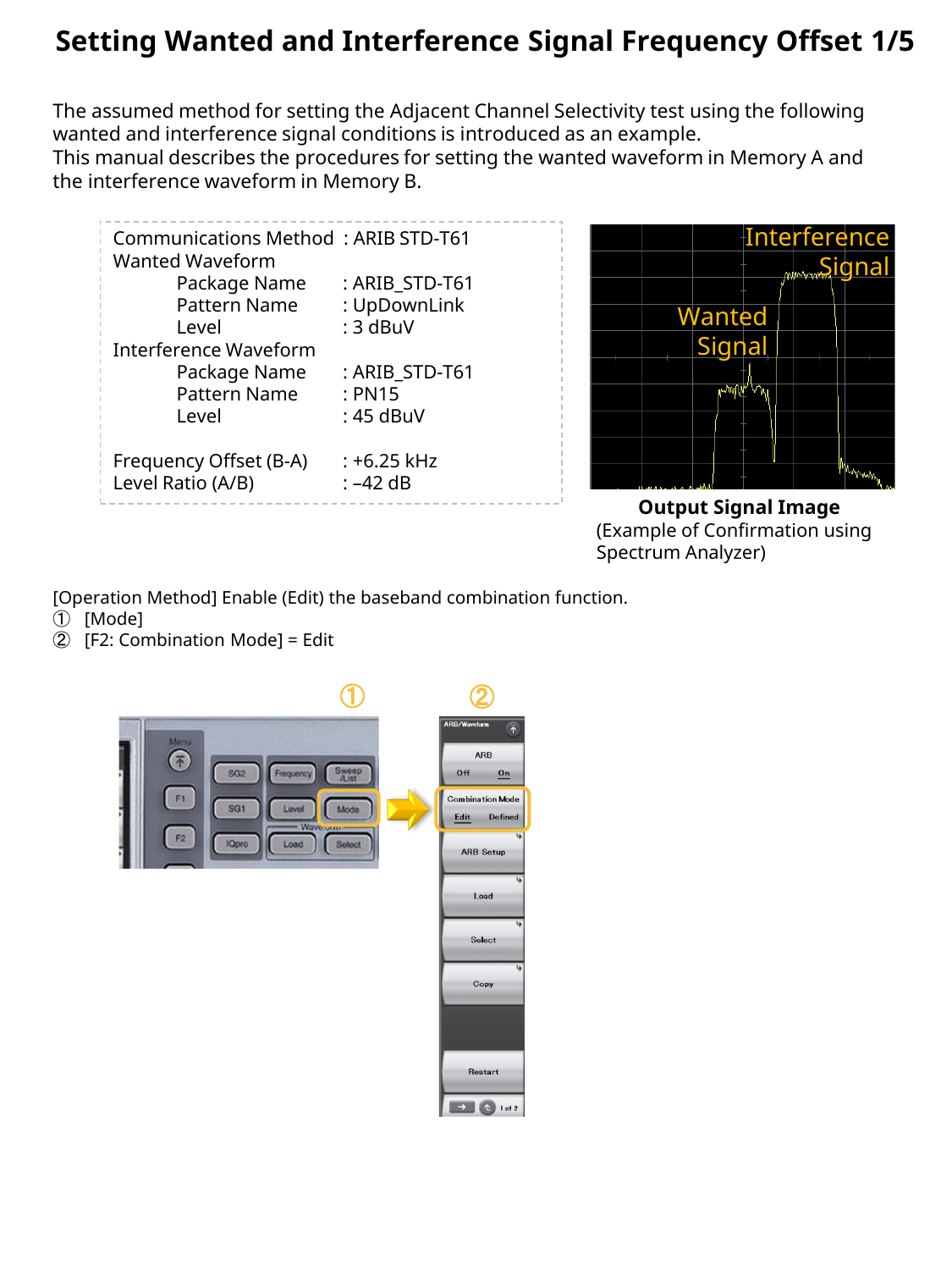# Setting Wanted and Interference Signal Frequency Offset 1/5

The assumed method for setting the Adjacent Channel Selectivity test using the following wanted and interference signal conditions is introduced as an example.
This manual describes the procedures for setting the wanted waveform in Memory A and the interference waveform in Memory B.

| | |
|---|---|
| Communications Method | : ARIB STD-T61 |
| Wanted Waveform | |
| Package Name | : ARIB_STD-T61 |
| Pattern Name | : UpDownLink |
| Level | : 3 dBuV |
| Interference Waveform | |
| Package Name | : ARIB_STD-T61 |
| Pattern Name | : PN15 |
| Level | : 45 dBuV |
| Frequency Offset (B-A) | : +6.25 kHz |
| Level Ratio (A/B) | : –42 dB |

**Output Signal Image**
(Example of Confirmation using Spectrum Analyzer)

[Operation Method] Enable (Edit) the baseband combination function.
① [Mode]
② [F2: Combination Mode] = Edit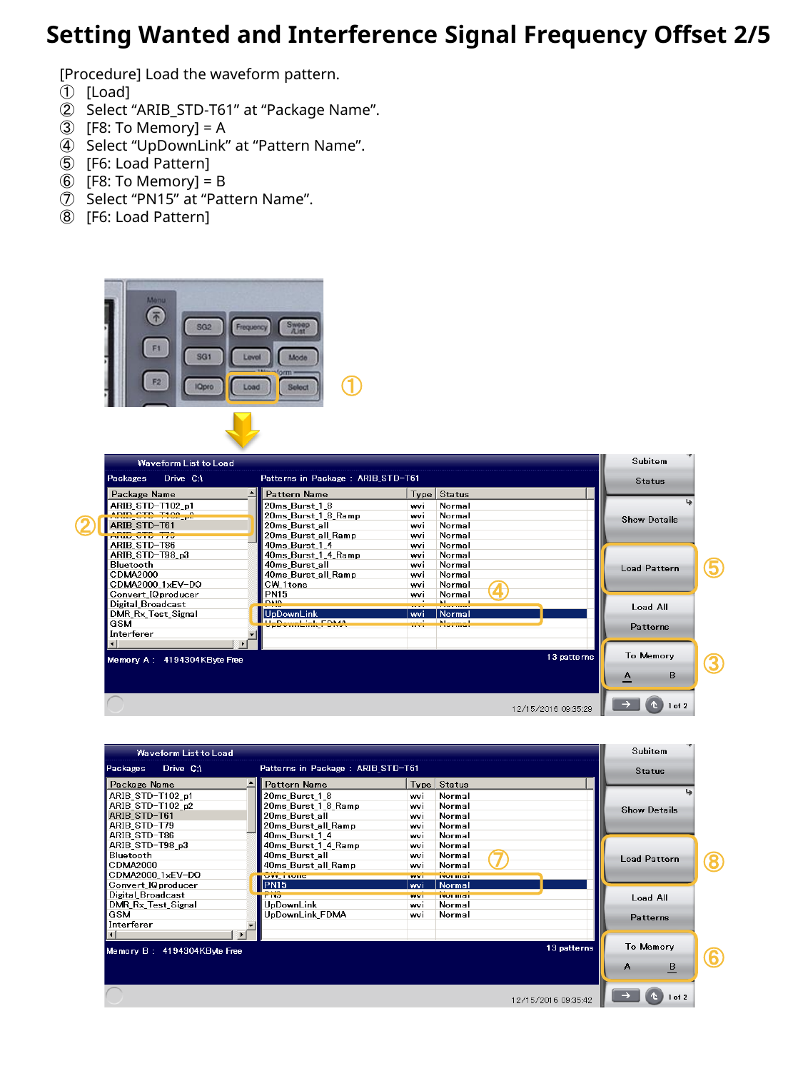# Setting Wanted and Interference Signal Frequency Offset 2/5

[Procedure] Load the waveform pattern.

① [Load]
② Select “ARIB_STD-T61” at “Package Name”.
③ [F8: To Memory] = A
④ Select “UpDownLink” at “Pattern Name”.
⑤ [F6: Load Pattern]
⑥ [F8: To Memory] = B
⑦ Select “PN15” at “Pattern Name”.
⑧ [F6: Load Pattern]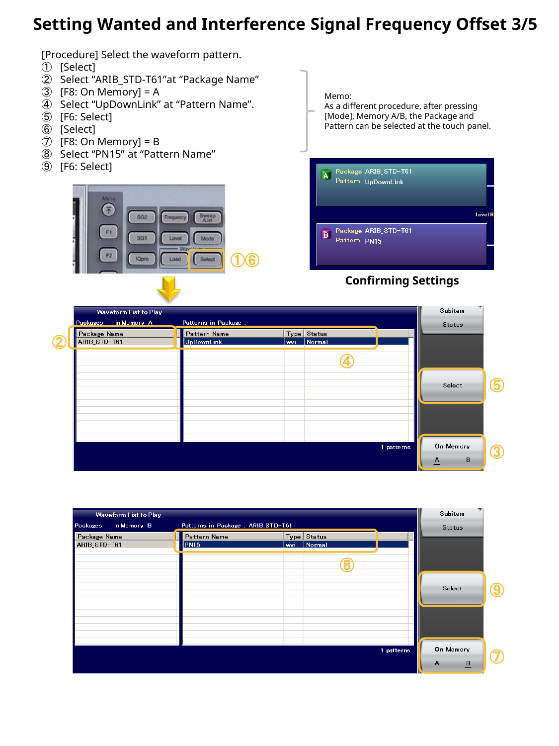# Setting Wanted and Interference Signal Frequency Offset 3/5

[Procedure] Select the waveform pattern.

① [Select]
② Select “ARIB_STD-T61”at “Package Name”
③ [F8: On Memory] = A
④ Select “UpDownLink” at “Pattern Name”.
⑤ [F6: Select]
⑥ [Select]
⑦ [F8: On Memory] = B
⑧ Select “PN15” at “Pattern Name”
⑨ [F6: Select]

Memo:
As a different procedure, after pressing [Mode], Memory A/B, the Package and Pattern can be selected at the touch panel.

**Confirming Settings**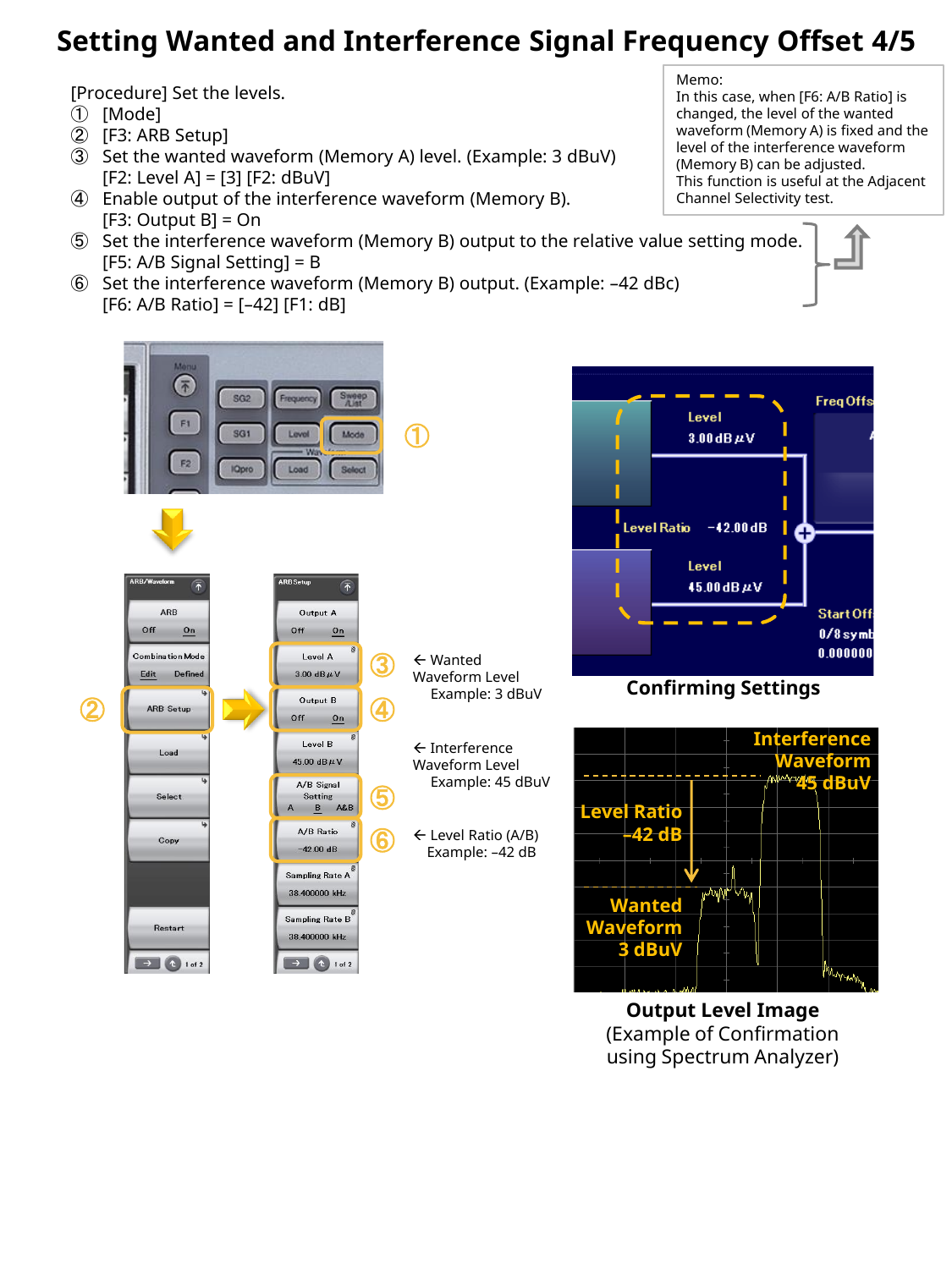# Setting Wanted and Interference Signal Frequency Offset 4/5

[Procedure] Set the levels.

① [Mode]

② [F3: ARB Setup]

③ Set the wanted waveform (Memory A) level. (Example: 3 dBuV)
[F2: Level A] = [3] [F2: dBuV]

④ Enable output of the interference waveform (Memory B).
[F3: Output B] = On

⑤ Set the interference waveform (Memory B) output to the relative value setting mode.
[F5: A/B Signal Setting] = B

⑥ Set the interference waveform (Memory B) output. (Example: –42 dBc)
[F6: A/B Ratio] = [–42] [F1: dB]

Memo:
In this case, when [F6: A/B Ratio] is changed, the level of the wanted waveform (Memory A) is fixed and the level of the interference waveform (Memory B) can be adjusted.
This function is useful at the Adjacent Channel Selectivity test.

← Wanted Waveform Level
Example: 3 dBuV

← Interference Waveform Level
Example: 45 dBuV

← Level Ratio (A/B)
Example: –42 dB

**Confirming Settings**

**Output Level Image**
(Example of Confirmation using Spectrum Analyzer)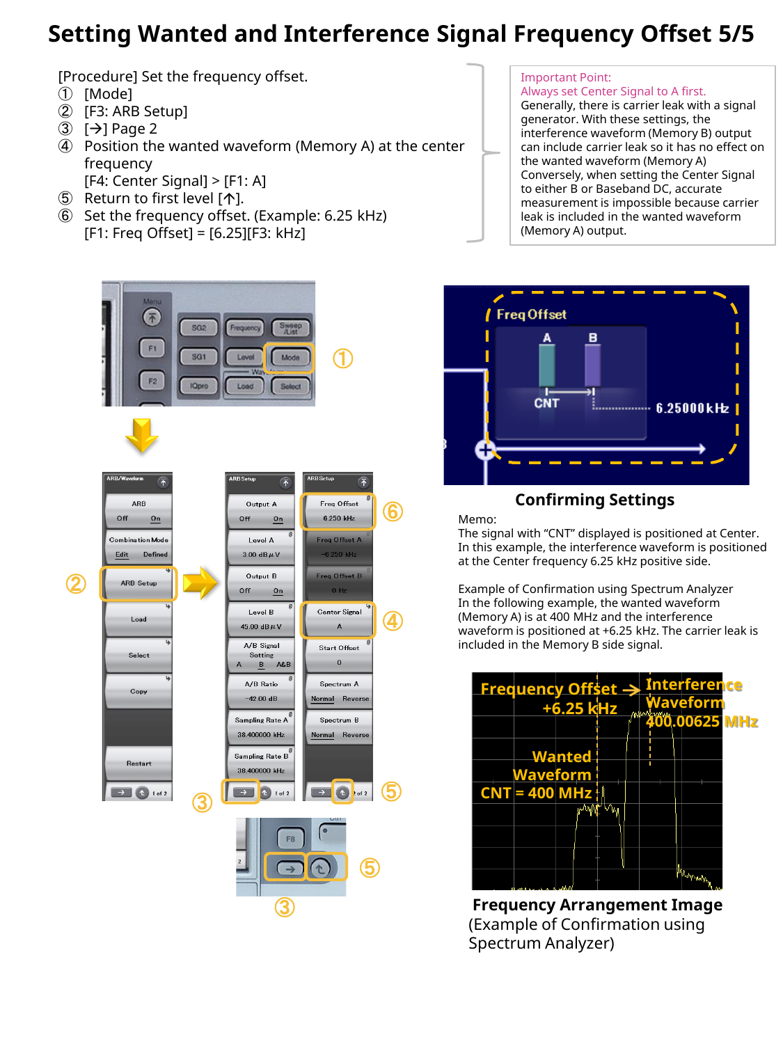# Setting Wanted and Interference Signal Frequency Offset 5/5

[Procedure] Set the frequency offset.

① [Mode]
② [F3: ARB Setup]
③ [→] Page 2
④ Position the wanted waveform (Memory A) at the center frequency
   [F4: Center Signal] > [F1: A]
⑤ Return to first level [↑].
⑥ Set the frequency offset. (Example: 6.25 kHz)
   [F1: Freq Offset] = [6.25][F3: kHz]

Important Point:
Always set Center Signal to A first.
Generally, there is carrier leak with a signal generator. With these settings, the interference waveform (Memory B) output can include carrier leak so it has no effect on the wanted waveform (Memory A)
Conversely, when setting the Center Signal to either B or Baseband DC, accurate measurement is impossible because carrier leak is included in the wanted waveform (Memory A) output.

**Confirming Settings**

Memo:
The signal with "CNT" displayed is positioned at Center.
In this example, the interference waveform is positioned at the Center frequency 6.25 kHz positive side.

Example of Confirmation using Spectrum Analyzer
In the following example, the wanted waveform (Memory A) is at 400 MHz and the interference waveform is positioned at +6.25 kHz. The carrier leak is included in the Memory B side signal.

**Frequency Arrangement Image**
(Example of Confirmation using Spectrum Analyzer)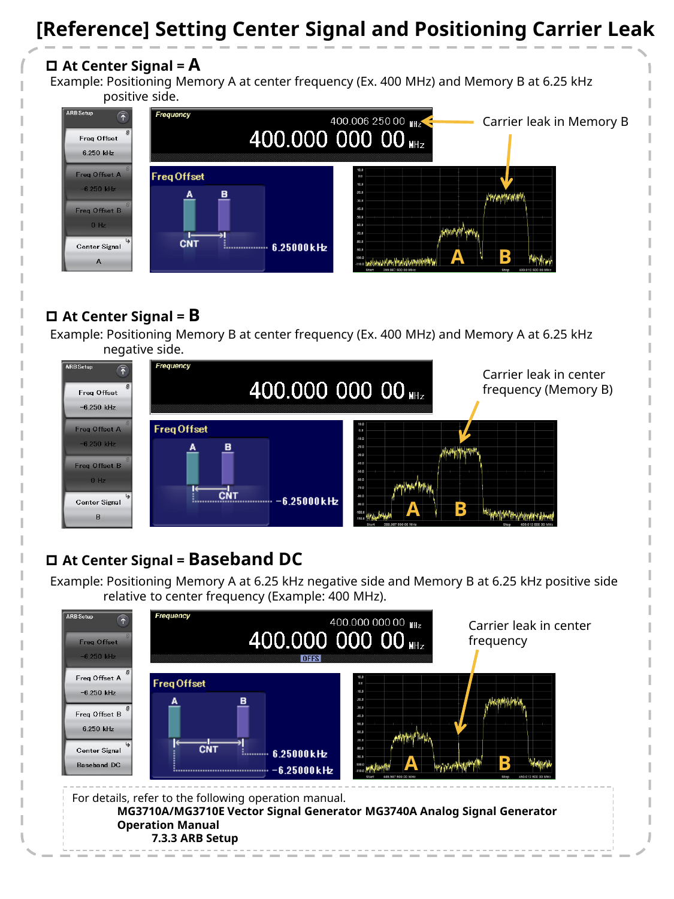# [Reference] Setting Center Signal and Positioning Carrier Leak

## ☐ At Center Signal = A

Example: Positioning Memory A at center frequency (Ex. 400 MHz) and Memory B at 6.25 kHz positive side.

ARB Setup

Freq Offset 6.250 kHz

Freq Offset A −6.250 kHz

Freq Offset B 0 Hz

Center Signal A

Frequency

400.006 250 00 MHz

400.000 000 00 MHz

Carrier leak in Memory B

Freq Offset

A B

CNT

6.25000 kHz

## ☐ At Center Signal = B

Example: Positioning Memory B at center frequency (Ex. 400 MHz) and Memory A at 6.25 kHz negative side.

ARB Setup

Freq Offset −6.250 kHz

Freq Offset A −6.250 kHz

Freq Offset B 0 Hz

Center Signal B

Frequency

400.000 000 00 MHz

Carrier leak in center frequency (Memory B)

Freq Offset

A B

CNT

−6.25000 kHz

## ☐ At Center Signal = Baseband DC

Example: Positioning Memory A at 6.25 kHz negative side and Memory B at 6.25 kHz positive side relative to center frequency (Example: 400 MHz).

ARB Setup

Freq Offset −6.250 kHz

Freq Offset A −6.250 kHz

Freq Offset B 6.250 kHz

Center Signal Baseband DC

Frequency

400.000 000 00 MHz

400.000 000 00 MHz

OFFS

Carrier leak in center frequency

Freq Offset

A B

CNT

6.25000 kHz

−6.25000 kHz

For details, refer to the following operation manual.

**MG3710A/MG3710E Vector Signal Generator MG3740A Analog Signal Generator Operation Manual**

**7.3.3 ARB Setup**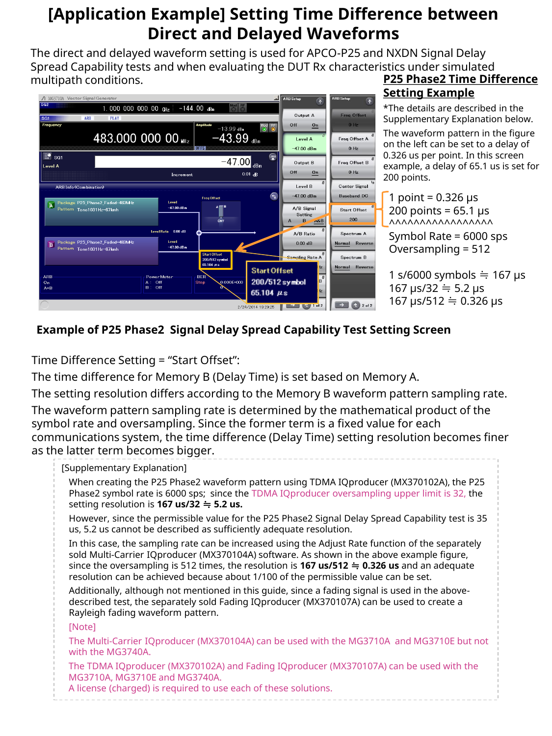# [Application Example] Setting Time Difference between Direct and Delayed Waveforms

The direct and delayed waveform setting is used for APCO-P25 and NXDN Signal Delay Spread Capability tests and when evaluating the DUT Rx characteristics under simulated multipath conditions.

**P25 Phase2 Time Difference Setting Example**

*The details are described in the Supplementary Explanation below.

The waveform pattern in the figure on the left can be set to a delay of 0.326 us per point. In this screen example, a delay of 65.1 us is set for 200 points.

1 point = 0.326 μs
200 points = 65.1 μs
^^^^^^^^^^^^^^^^^^^^

Symbol Rate = 6000 sps
Oversampling = 512

1 s/6000 symbols ≒ 167 μs
167 μs/32 ≒ 5.2 μs
167 μs/512 ≒ 0.326 μs

**Example of P25 Phase2 Signal Delay Spread Capability Test Setting Screen**

Time Difference Setting = “Start Offset”:

The time difference for Memory B (Delay Time) is set based on Memory A.

The setting resolution differs according to the Memory B waveform pattern sampling rate.

The waveform pattern sampling rate is determined by the mathematical product of the symbol rate and oversampling. Since the former term is a fixed value for each communications system, the time difference (Delay Time) setting resolution becomes finer as the latter term becomes bigger.

[Supplementary Explanation]

When creating the P25 Phase2 waveform pattern using TDMA IQproducer (MX370102A), the P25 Phase2 symbol rate is 6000 sps; since the TDMA IQproducer oversampling upper limit is 32, the setting resolution is **167 us/32 ≒ 5.2 us.**

However, since the permissible value for the P25 Phase2 Signal Delay Spread Capability test is 35 us, 5.2 us cannot be described as sufficiently adequate resolution.

In this case, the sampling rate can be increased using the Adjust Rate function of the separately sold Multi-Carrier IQproducer (MX370104A) software. As shown in the above example figure, since the oversampling is 512 times, the resolution is **167 us/512 ≒ 0.326 us** and an adequate resolution can be achieved because about 1/100 of the permissible value can be set.

Additionally, although not mentioned in this guide, since a fading signal is used in the above-described test, the separately sold Fading IQproducer (MX370107A) can be used to create a Rayleigh fading waveform pattern.

[Note]

The Multi-Carrier IQproducer (MX370104A) can be used with the MG3710A and MG3710E but not with the MG3740A.

The TDMA IQproducer (MX370102A) and Fading IQproducer (MX370107A) can be used with the MG3710A, MG3710E and MG3740A.
A license (charged) is required to use each of these solutions.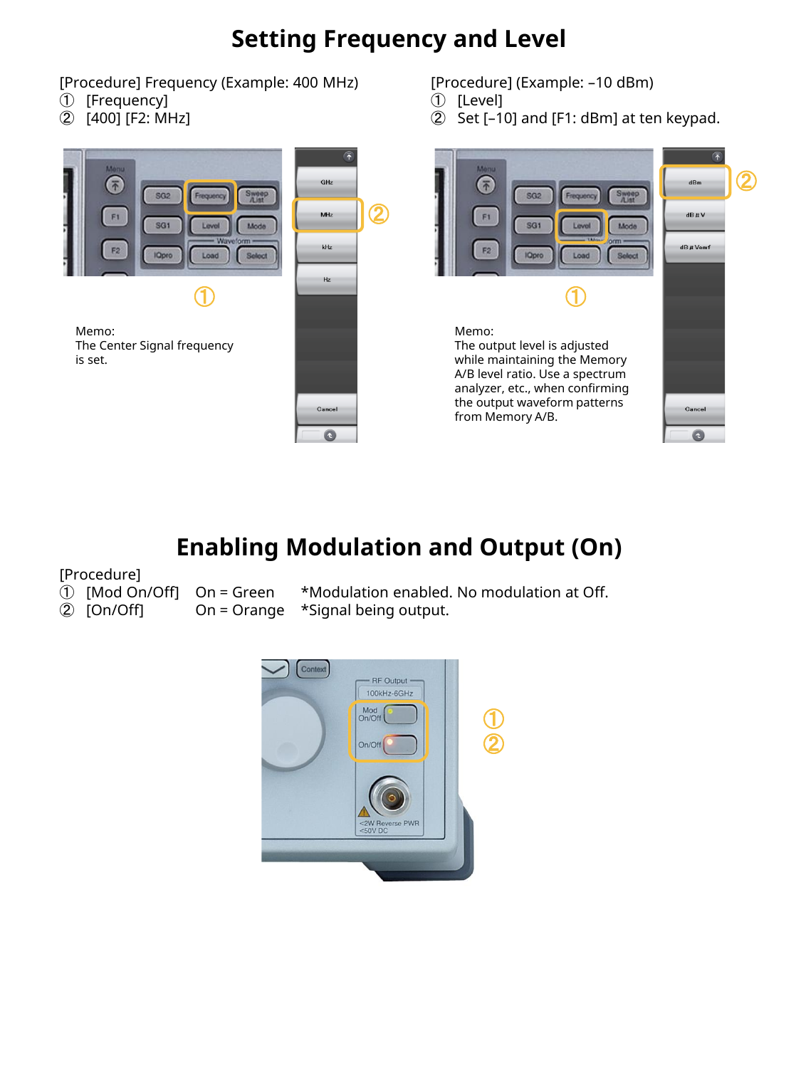# Setting Frequency and Level

[Procedure] Frequency (Example: 400 MHz)
① [Frequency]
② [400] [F2: MHz]

Memo:
The Center Signal frequency is set.

[Procedure] (Example: –10 dBm)
① [Level]
② Set [–10] and [F1: dBm] at ten keypad.

Memo:
The output level is adjusted while maintaining the Memory A/B level ratio. Use a spectrum analyzer, etc., when confirming the output waveform patterns from Memory A/B.

# Enabling Modulation and Output (On)

[Procedure]

| | | | |
|---|---|---|---|
| ① | [Mod On/Off] | On = Green | *Modulation enabled. No modulation at Off. |
| ② | [On/Off] | On = Orange | *Signal being output. |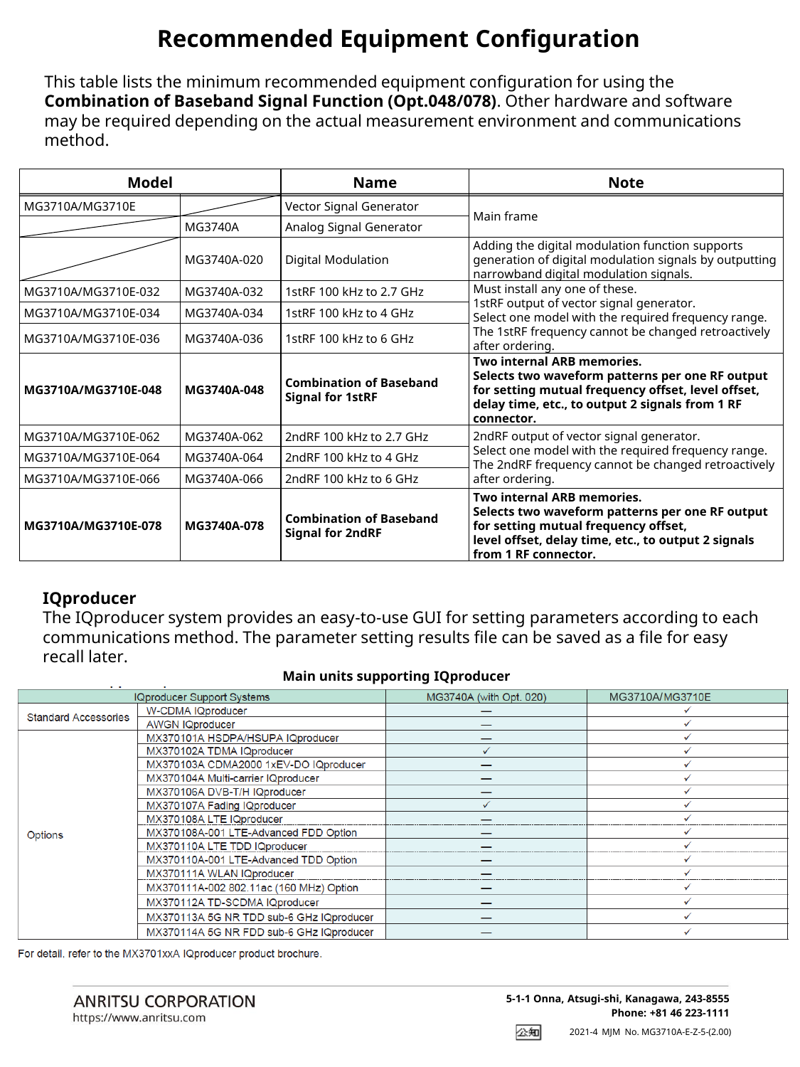# Recommended Equipment Configuration

This table lists the minimum recommended equipment configuration for using the **Combination of Baseband Signal Function (Opt.048/078)**. Other hardware and software may be required depending on the actual measurement environment and communications method.

| Model | | Name | Note |
|---|---|---|---|
| MG3710A/MG3710E | | Vector Signal Generator | Main frame |
| | MG3740A | Analog Signal Generator | |
| | MG3740A-020 | Digital Modulation | Adding the digital modulation function supports generation of digital modulation signals by outputting narrowband digital modulation signals. |
| MG3710A/MG3710E-032 | MG3740A-032 | 1stRF 100 kHz to 2.7 GHz | Must install any one of these.<br>1stRF output of vector signal generator.<br>Select one model with the required frequency range.<br>The 1stRF frequency cannot be changed retroactively after ordering. |
| MG3710A/MG3710E-034 | MG3740A-034 | 1stRF 100 kHz to 4 GHz | |
| MG3710A/MG3710E-036 | MG3740A-036 | 1stRF 100 kHz to 6 GHz | |
| **MG3710A/MG3710E-048** | **MG3740A-048** | **Combination of Baseband Signal for 1stRF** | **Two internal ARB memories.<br>Selects two waveform patterns per one RF output for setting mutual frequency offset, level offset, delay time, etc., to output 2 signals from 1 RF connector.** |
| MG3710A/MG3710E-062 | MG3740A-062 | 2ndRF 100 kHz to 2.7 GHz | 2ndRF output of vector signal generator.<br>Select one model with the required frequency range.<br>The 2ndRF frequency cannot be changed retroactively after ordering. |
| MG3710A/MG3710E-064 | MG3740A-064 | 2ndRF 100 kHz to 4 GHz | |
| MG3710A/MG3710E-066 | MG3740A-066 | 2ndRF 100 kHz to 6 GHz | |
| **MG3710A/MG3710E-078** | **MG3740A-078** | **Combination of Baseband Signal for 2ndRF** | **Two internal ARB memories.<br>Selects two waveform patterns per one RF output for setting mutual frequency offset,<br>level offset, delay time, etc., to output 2 signals from 1 RF connector.** |

## IQproducer

The IQproducer system provides an easy-to-use GUI for setting parameters according to each communications method. The parameter setting results file can be saved as a file for easy recall later.

**Main units supporting IQproducer**

| IQproducer Support Systems | | MG3740A (with Opt. 020) | MG3710A/MG3710E |
|---|---|---|---|
| Standard Accessories | W-CDMA IQproducer | — | ✓ |
| | AWGN IQproducer | — | ✓ |
| Options | MX370101A HSDPA/HSUPA IQproducer | — | ✓ |
| | MX370102A TDMA IQproducer | ✓ | ✓ |
| | MX370103A CDMA2000 1xEV-DO IQproducer | — | ✓ |
| | MX370104A Multi-carrier IQproducer | — | ✓ |
| | MX370106A DVB-T/H IQproducer | — | ✓ |
| | MX370107A Fading IQproducer | ✓ | ✓ |
| | MX370108A LTE IQproducer | — | ✓ |
| | MX370108A-001 LTE-Advanced FDD Option | — | ✓ |
| | MX370110A LTE TDD IQproducer | — | ✓ |
| | MX370110A-001 LTE-Advanced TDD Option | — | ✓ |
| | MX370111A WLAN IQproducer | — | ✓ |
| | MX370111A-002 802.11ac (160 MHz) Option | — | ✓ |
| | MX370112A TD-SCDMA IQproducer | — | ✓ |
| | MX370113A 5G NR TDD sub-6 GHz IQproducer | — | ✓ |
| | MX370114A 5G NR FDD sub-6 GHz IQproducer | — | ✓ |

For detail, refer to the MX3701xxA IQproducer product brochure.

ANRITSU CORPORATION
https://www.anritsu.com

5-1-1 Onna, Atsugi-shi, Kanagawa, 243-8555
Phone: +81 46 223-1111

公知 2021-4 MJM No. MG3710A-E-Z-5-(2.00)